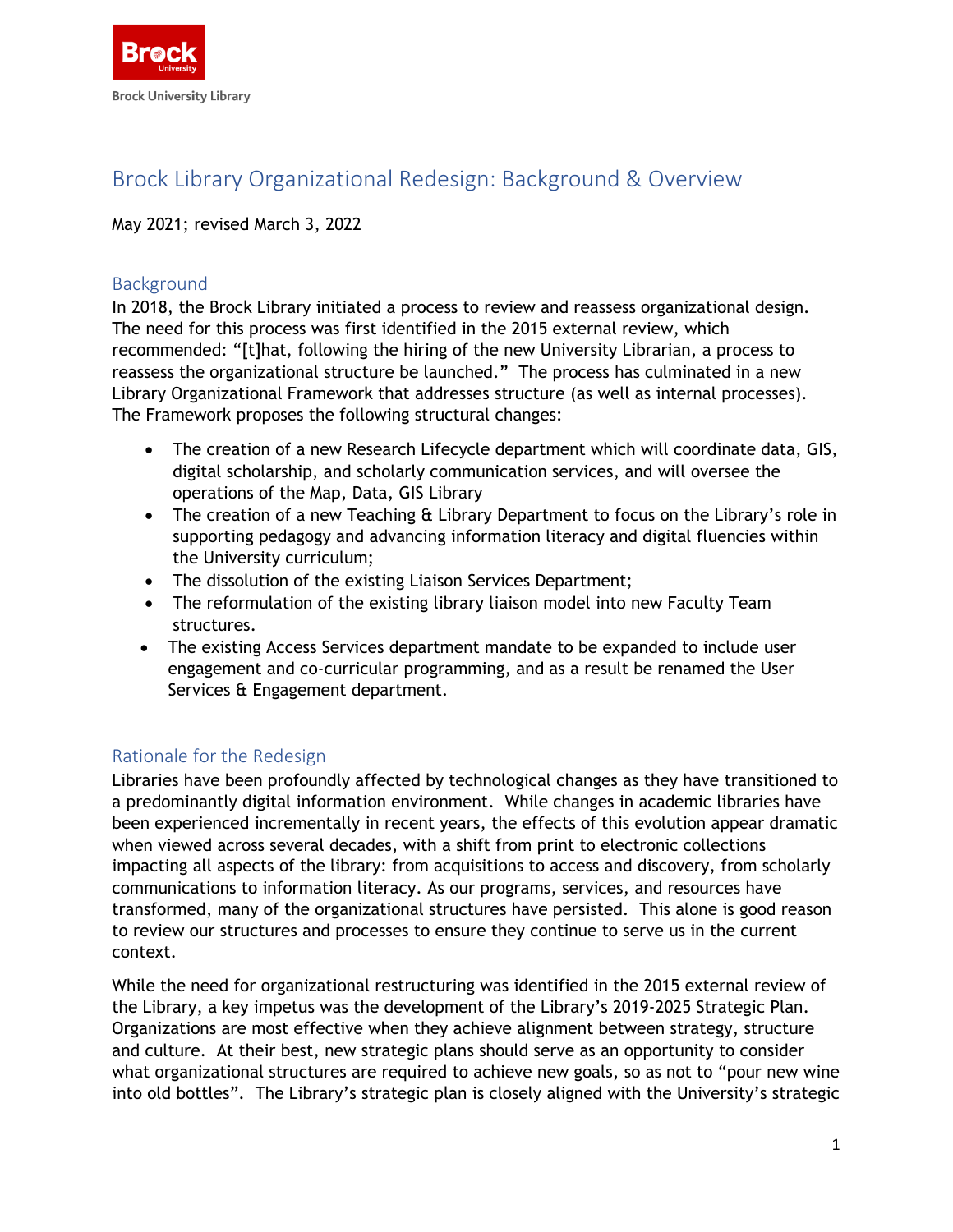Brock University Library

# Brock Library Organizational Redesign: Background & Overview

May 2021; revised March 3, 2022

## Background

In 2018, the Brock Library initiated a process to review and reassess organizational design. The need for this process was first identified in the 2015 external review, which recommended: "[t]hat, following the hiring of the new University Librarian, a process to reassess the organizational structure be launched." The process has culminated in a new Library Organizational Framework that addresses structure (as well as internal processes). The Framework proposes the following structural changes:

- The creation of a new Research Lifecycle department which will coordinate data, GIS, digital scholarship, and scholarly communication services, and will oversee the operations of the Map, Data, GIS Library
- The creation of a new Teaching & Library Department to focus on the Library's role in supporting pedagogy and advancing information literacy and digital fluencies within the University curriculum;
- The dissolution of the existing Liaison Services Department;
- The reformulation of the existing library liaison model into new Faculty Team structures.
- The existing Access Services department mandate to be expanded to include user engagement and co-curricular programming, and as a result be renamed the User Services & Engagement department.

## Rationale for the Redesign

Libraries have been profoundly affected by technological changes as they have transitioned to a predominantly digital information environment. While changes in academic libraries have been experienced incrementally in recent years, the effects of this evolution appear dramatic when viewed across several decades, with a shift from print to electronic collections impacting all aspects of the library: from acquisitions to access and discovery, from scholarly communications to information literacy. As our programs, services, and resources have transformed, many of the organizational structures have persisted. This alone is good reason to review our structures and processes to ensure they continue to serve us in the current context.

While the need for organizational restructuring was identified in the 2015 external review of the Library, a key impetus was the development of the Library's 2019-2025 Strategic Plan. Organizations are most effective when they achieve alignment between strategy, structure and culture. At their best, new strategic plans should serve as an opportunity to consider what organizational structures are required to achieve new goals, so as not to "pour new wine into old bottles". The Library's strategic plan is closely aligned with the University's strategic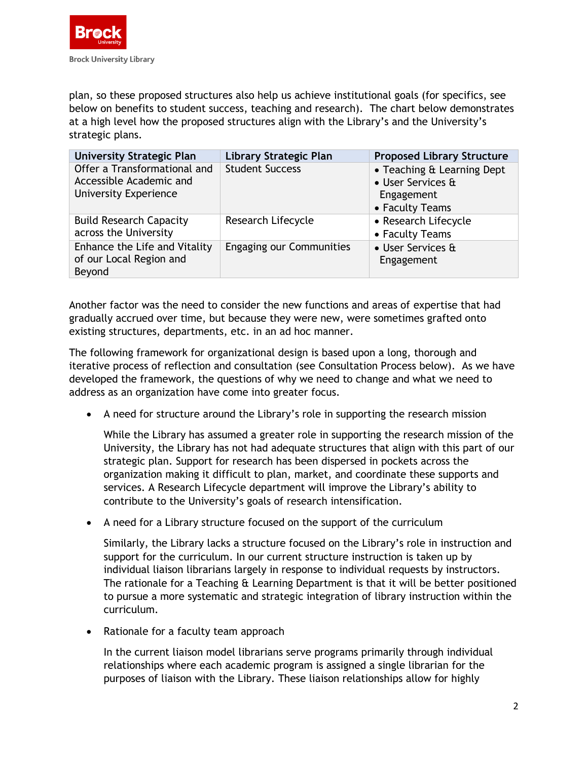plan, so these proposed structures also help us achieve institutional goals (for specifics, see below on benefits to student success, teaching and research). The chart below demonstrates at a high level how the proposed structures align with the Library's and the University's strategic plans.

| University Strategic Plan | Library Strategic Plan | Proposed Library Structure |
|---|---|---|
| Offer a Transformational and Accessible Academic and University Experience | Student Success | • Teaching & Learning Dept<br>• User Services & Engagement<br>• Faculty Teams |
| Build Research Capacity across the University | Research Lifecycle | • Research Lifecycle<br>• Faculty Teams |
| Enhance the Life and Vitality of our Local Region and Beyond | Engaging our Communities | • User Services & Engagement |

Another factor was the need to consider the new functions and areas of expertise that had gradually accrued over time, but because they were new, were sometimes grafted onto existing structures, departments, etc. in an ad hoc manner.

The following framework for organizational design is based upon a long, thorough and iterative process of reflection and consultation (see Consultation Process below). As we have developed the framework, the questions of why we need to change and what we need to address as an organization have come into greater focus.

- A need for structure around the Library's role in supporting the research mission

  While the Library has assumed a greater role in supporting the research mission of the University, the Library has not had adequate structures that align with this part of our strategic plan. Support for research has been dispersed in pockets across the organization making it difficult to plan, market, and coordinate these supports and services. A Research Lifecycle department will improve the Library's ability to contribute to the University's goals of research intensification.

- A need for a Library structure focused on the support of the curriculum

  Similarly, the Library lacks a structure focused on the Library's role in instruction and support for the curriculum. In our current structure instruction is taken up by individual liaison librarians largely in response to individual requests by instructors. The rationale for a Teaching & Learning Department is that it will be better positioned to pursue a more systematic and strategic integration of library instruction within the curriculum.

- Rationale for a faculty team approach

  In the current liaison model librarians serve programs primarily through individual relationships where each academic program is assigned a single librarian for the purposes of liaison with the Library. These liaison relationships allow for highly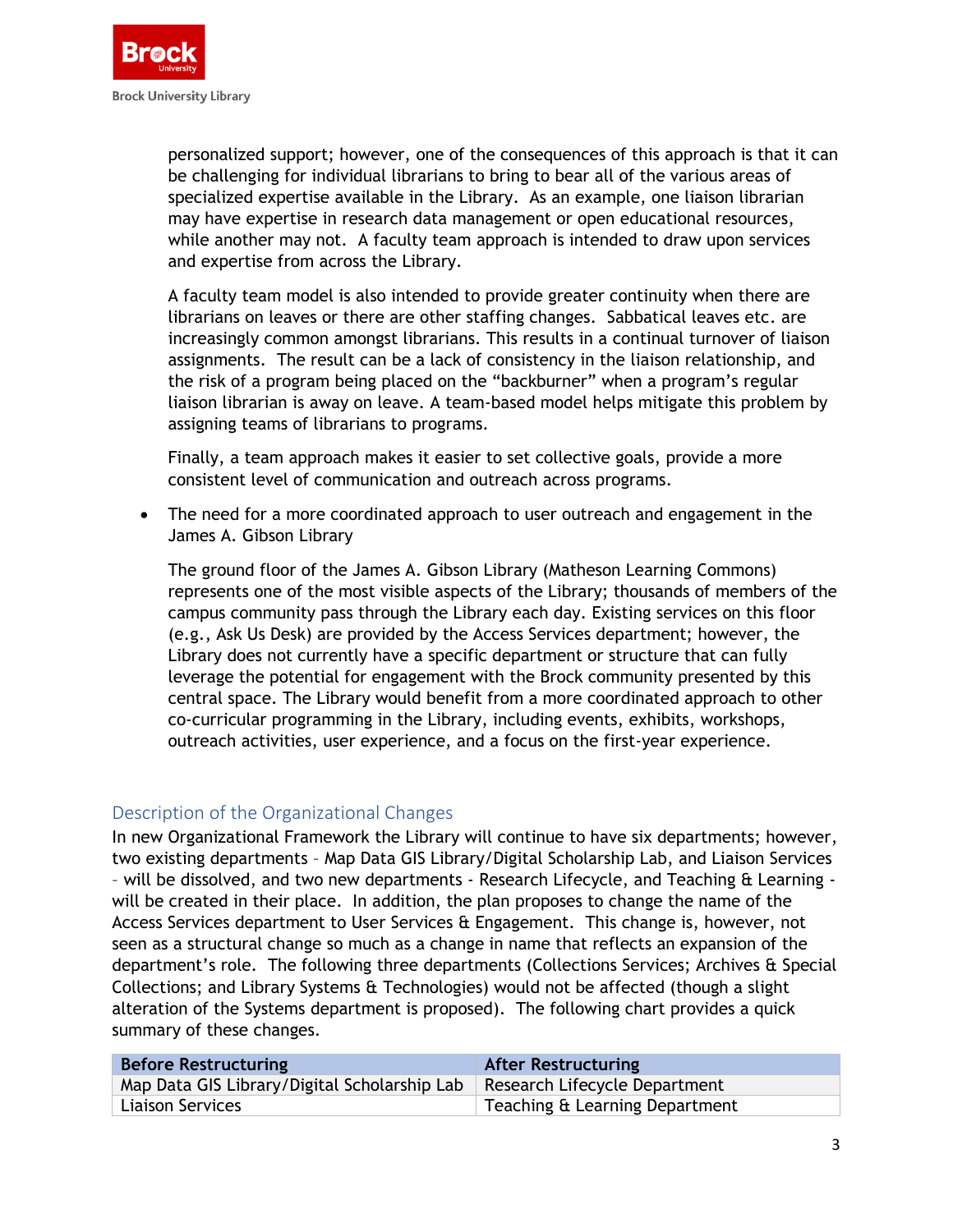personalized support; however, one of the consequences of this approach is that it can be challenging for individual librarians to bring to bear all of the various areas of specialized expertise available in the Library. As an example, one liaison librarian may have expertise in research data management or open educational resources, while another may not. A faculty team approach is intended to draw upon services and expertise from across the Library.

A faculty team model is also intended to provide greater continuity when there are librarians on leaves or there are other staffing changes. Sabbatical leaves etc. are increasingly common amongst librarians. This results in a continual turnover of liaison assignments. The result can be a lack of consistency in the liaison relationship, and the risk of a program being placed on the "backburner" when a program's regular liaison librarian is away on leave. A team-based model helps mitigate this problem by assigning teams of librarians to programs.

Finally, a team approach makes it easier to set collective goals, provide a more consistent level of communication and outreach across programs.

- The need for a more coordinated approach to user outreach and engagement in the James A. Gibson Library

  The ground floor of the James A. Gibson Library (Matheson Learning Commons) represents one of the most visible aspects of the Library; thousands of members of the campus community pass through the Library each day. Existing services on this floor (e.g., Ask Us Desk) are provided by the Access Services department; however, the Library does not currently have a specific department or structure that can fully leverage the potential for engagement with the Brock community presented by this central space. The Library would benefit from a more coordinated approach to other co-curricular programming in the Library, including events, exhibits, workshops, outreach activities, user experience, and a focus on the first-year experience.

## Description of the Organizational Changes

In new Organizational Framework the Library will continue to have six departments; however, two existing departments – Map Data GIS Library/Digital Scholarship Lab, and Liaison Services – will be dissolved, and two new departments - Research Lifecycle, and Teaching & Learning - will be created in their place. In addition, the plan proposes to change the name of the Access Services department to User Services & Engagement. This change is, however, not seen as a structural change so much as a change in name that reflects an expansion of the department's role. The following three departments (Collections Services; Archives & Special Collections; and Library Systems & Technologies) would not be affected (though a slight alteration of the Systems department is proposed). The following chart provides a quick summary of these changes.

| Before Restructuring | After Restructuring |
| --- | --- |
| Map Data GIS Library/Digital Scholarship Lab | Research Lifecycle Department |
| Liaison Services | Teaching & Learning Department |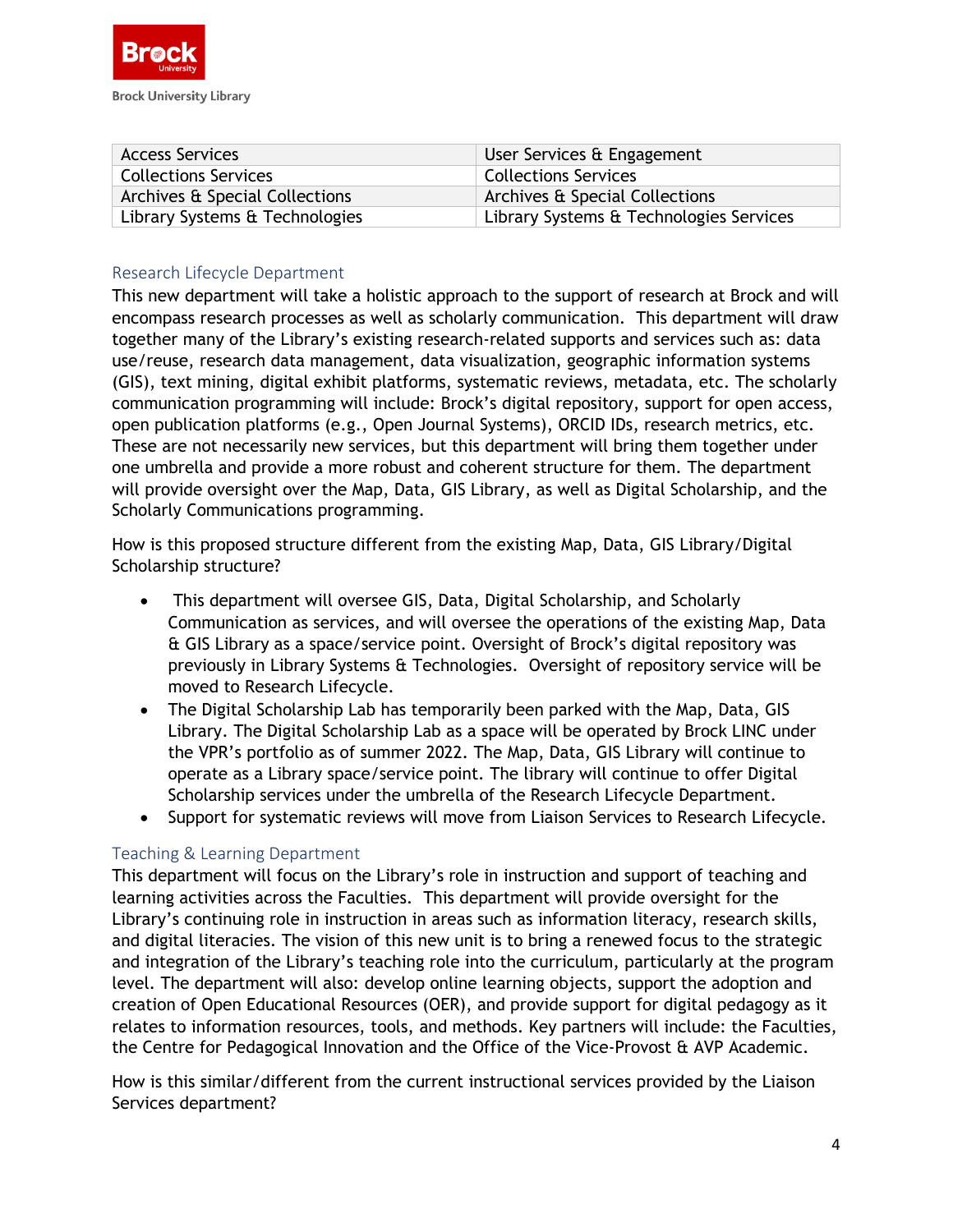| Access Services | User Services & Engagement |
| --- | --- |
| Collections Services | Collections Services |
| Archives & Special Collections | Archives & Special Collections |
| Library Systems & Technologies | Library Systems & Technologies Services |

### Research Lifecycle Department

This new department will take a holistic approach to the support of research at Brock and will encompass research processes as well as scholarly communication. This department will draw together many of the Library's existing research-related supports and services such as: data use/reuse, research data management, data visualization, geographic information systems (GIS), text mining, digital exhibit platforms, systematic reviews, metadata, etc. The scholarly communication programming will include: Brock's digital repository, support for open access, open publication platforms (e.g., Open Journal Systems), ORCID IDs, research metrics, etc. These are not necessarily new services, but this department will bring them together under one umbrella and provide a more robust and coherent structure for them. The department will provide oversight over the Map, Data, GIS Library, as well as Digital Scholarship, and the Scholarly Communications programming.

How is this proposed structure different from the existing Map, Data, GIS Library/Digital Scholarship structure?

- This department will oversee GIS, Data, Digital Scholarship, and Scholarly Communication as services, and will oversee the operations of the existing Map, Data & GIS Library as a space/service point. Oversight of Brock's digital repository was previously in Library Systems & Technologies. Oversight of repository service will be moved to Research Lifecycle.
- The Digital Scholarship Lab has temporarily been parked with the Map, Data, GIS Library. The Digital Scholarship Lab as a space will be operated by Brock LINC under the VPR's portfolio as of summer 2022. The Map, Data, GIS Library will continue to operate as a Library space/service point. The library will continue to offer Digital Scholarship services under the umbrella of the Research Lifecycle Department.
- Support for systematic reviews will move from Liaison Services to Research Lifecycle.

### Teaching & Learning Department

This department will focus on the Library's role in instruction and support of teaching and learning activities across the Faculties. This department will provide oversight for the Library's continuing role in instruction in areas such as information literacy, research skills, and digital literacies. The vision of this new unit is to bring a renewed focus to the strategic and integration of the Library's teaching role into the curriculum, particularly at the program level. The department will also: develop online learning objects, support the adoption and creation of Open Educational Resources (OER), and provide support for digital pedagogy as it relates to information resources, tools, and methods. Key partners will include: the Faculties, the Centre for Pedagogical Innovation and the Office of the Vice-Provost & AVP Academic.

How is this similar/different from the current instructional services provided by the Liaison Services department?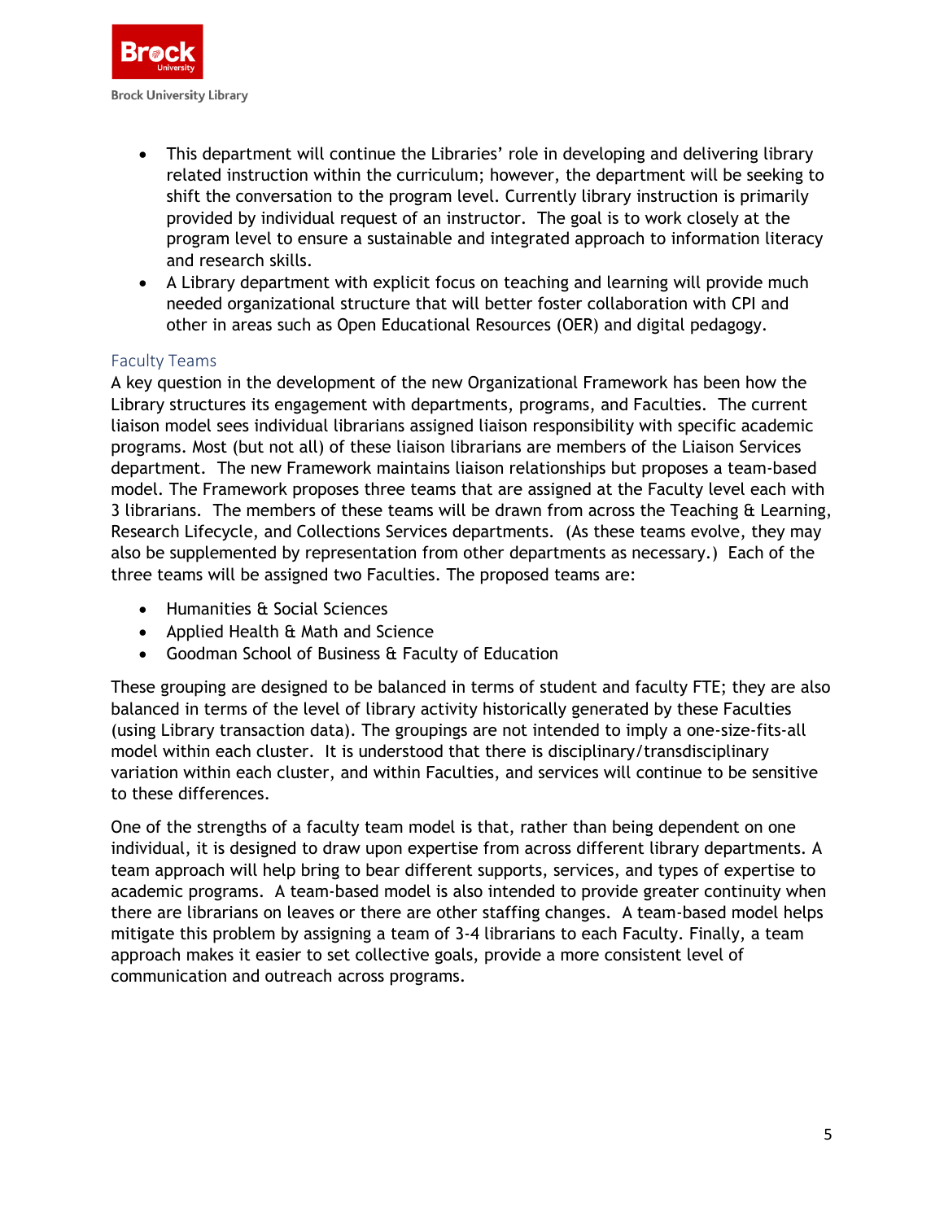- This department will continue the Libraries' role in developing and delivering library related instruction within the curriculum; however, the department will be seeking to shift the conversation to the program level. Currently library instruction is primarily provided by individual request of an instructor. The goal is to work closely at the program level to ensure a sustainable and integrated approach to information literacy and research skills.
- A Library department with explicit focus on teaching and learning will provide much needed organizational structure that will better foster collaboration with CPI and other in areas such as Open Educational Resources (OER) and digital pedagogy.

### Faculty Teams

A key question in the development of the new Organizational Framework has been how the Library structures its engagement with departments, programs, and Faculties. The current liaison model sees individual librarians assigned liaison responsibility with specific academic programs. Most (but not all) of these liaison librarians are members of the Liaison Services department. The new Framework maintains liaison relationships but proposes a team-based model. The Framework proposes three teams that are assigned at the Faculty level each with 3 librarians. The members of these teams will be drawn from across the Teaching & Learning, Research Lifecycle, and Collections Services departments. (As these teams evolve, they may also be supplemented by representation from other departments as necessary.) Each of the three teams will be assigned two Faculties. The proposed teams are:

- Humanities & Social Sciences
- Applied Health & Math and Science
- Goodman School of Business & Faculty of Education

These grouping are designed to be balanced in terms of student and faculty FTE; they are also balanced in terms of the level of library activity historically generated by these Faculties (using Library transaction data). The groupings are not intended to imply a one-size-fits-all model within each cluster. It is understood that there is disciplinary/transdisciplinary variation within each cluster, and within Faculties, and services will continue to be sensitive to these differences.

One of the strengths of a faculty team model is that, rather than being dependent on one individual, it is designed to draw upon expertise from across different library departments. A team approach will help bring to bear different supports, services, and types of expertise to academic programs. A team-based model is also intended to provide greater continuity when there are librarians on leaves or there are other staffing changes. A team-based model helps mitigate this problem by assigning a team of 3-4 librarians to each Faculty. Finally, a team approach makes it easier to set collective goals, provide a more consistent level of communication and outreach across programs.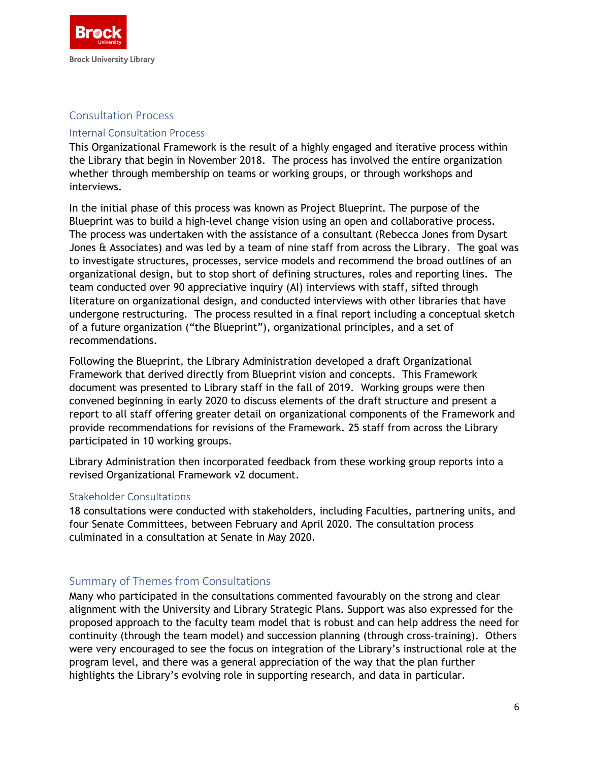## Consultation Process

### Internal Consultation Process

This Organizational Framework is the result of a highly engaged and iterative process within the Library that begin in November 2018. The process has involved the entire organization whether through membership on teams or working groups, or through workshops and interviews.

In the initial phase of this process was known as Project Blueprint. The purpose of the Blueprint was to build a high-level change vision using an open and collaborative process. The process was undertaken with the assistance of a consultant (Rebecca Jones from Dysart Jones & Associates) and was led by a team of nine staff from across the Library. The goal was to investigate structures, processes, service models and recommend the broad outlines of an organizational design, but to stop short of defining structures, roles and reporting lines. The team conducted over 90 appreciative inquiry (AI) interviews with staff, sifted through literature on organizational design, and conducted interviews with other libraries that have undergone restructuring. The process resulted in a final report including a conceptual sketch of a future organization ("the Blueprint"), organizational principles, and a set of recommendations.

Following the Blueprint, the Library Administration developed a draft Organizational Framework that derived directly from Blueprint vision and concepts. This Framework document was presented to Library staff in the fall of 2019. Working groups were then convened beginning in early 2020 to discuss elements of the draft structure and present a report to all staff offering greater detail on organizational components of the Framework and provide recommendations for revisions of the Framework. 25 staff from across the Library participated in 10 working groups.

Library Administration then incorporated feedback from these working group reports into a revised Organizational Framework v2 document.

### Stakeholder Consultations

18 consultations were conducted with stakeholders, including Faculties, partnering units, and four Senate Committees, between February and April 2020. The consultation process culminated in a consultation at Senate in May 2020.

## Summary of Themes from Consultations

Many who participated in the consultations commented favourably on the strong and clear alignment with the University and Library Strategic Plans. Support was also expressed for the proposed approach to the faculty team model that is robust and can help address the need for continuity (through the team model) and succession planning (through cross-training). Others were very encouraged to see the focus on integration of the Library's instructional role at the program level, and there was a general appreciation of the way that the plan further highlights the Library's evolving role in supporting research, and data in particular.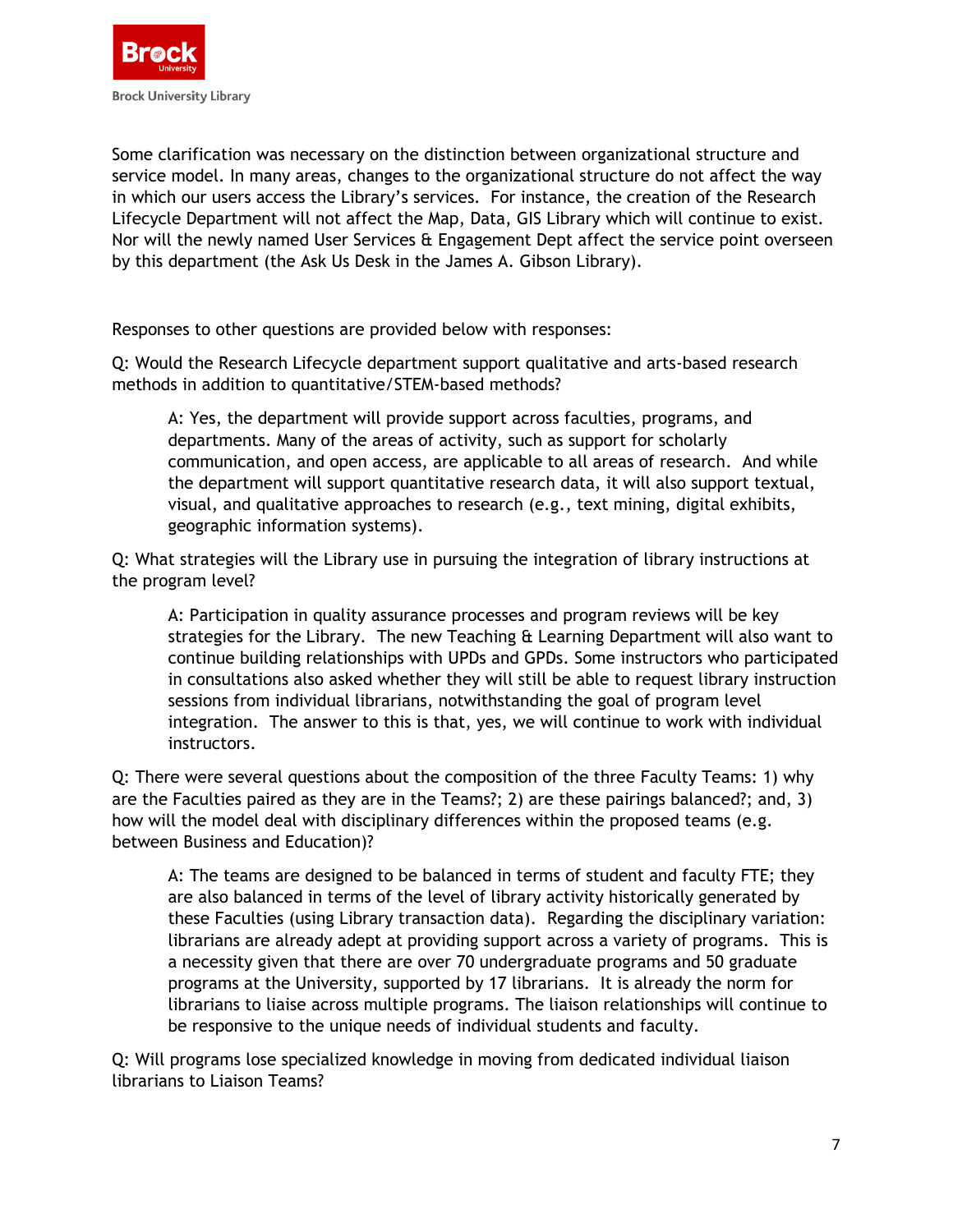Some clarification was necessary on the distinction between organizational structure and service model. In many areas, changes to the organizational structure do not affect the way in which our users access the Library's services. For instance, the creation of the Research Lifecycle Department will not affect the Map, Data, GIS Library which will continue to exist. Nor will the newly named User Services & Engagement Dept affect the service point overseen by this department (the Ask Us Desk in the James A. Gibson Library).

Responses to other questions are provided below with responses:

Q: Would the Research Lifecycle department support qualitative and arts-based research methods in addition to quantitative/STEM-based methods?

> A: Yes, the department will provide support across faculties, programs, and departments. Many of the areas of activity, such as support for scholarly communication, and open access, are applicable to all areas of research. And while the department will support quantitative research data, it will also support textual, visual, and qualitative approaches to research (e.g., text mining, digital exhibits, geographic information systems).

Q: What strategies will the Library use in pursuing the integration of library instructions at the program level?

> A: Participation in quality assurance processes and program reviews will be key strategies for the Library. The new Teaching & Learning Department will also want to continue building relationships with UPDs and GPDs. Some instructors who participated in consultations also asked whether they will still be able to request library instruction sessions from individual librarians, notwithstanding the goal of program level integration. The answer to this is that, yes, we will continue to work with individual instructors.

Q: There were several questions about the composition of the three Faculty Teams: 1) why are the Faculties paired as they are in the Teams?; 2) are these pairings balanced?; and, 3) how will the model deal with disciplinary differences within the proposed teams (e.g. between Business and Education)?

> A: The teams are designed to be balanced in terms of student and faculty FTE; they are also balanced in terms of the level of library activity historically generated by these Faculties (using Library transaction data). Regarding the disciplinary variation: librarians are already adept at providing support across a variety of programs. This is a necessity given that there are over 70 undergraduate programs and 50 graduate programs at the University, supported by 17 librarians. It is already the norm for librarians to liaise across multiple programs. The liaison relationships will continue to be responsive to the unique needs of individual students and faculty.

Q: Will programs lose specialized knowledge in moving from dedicated individual liaison librarians to Liaison Teams?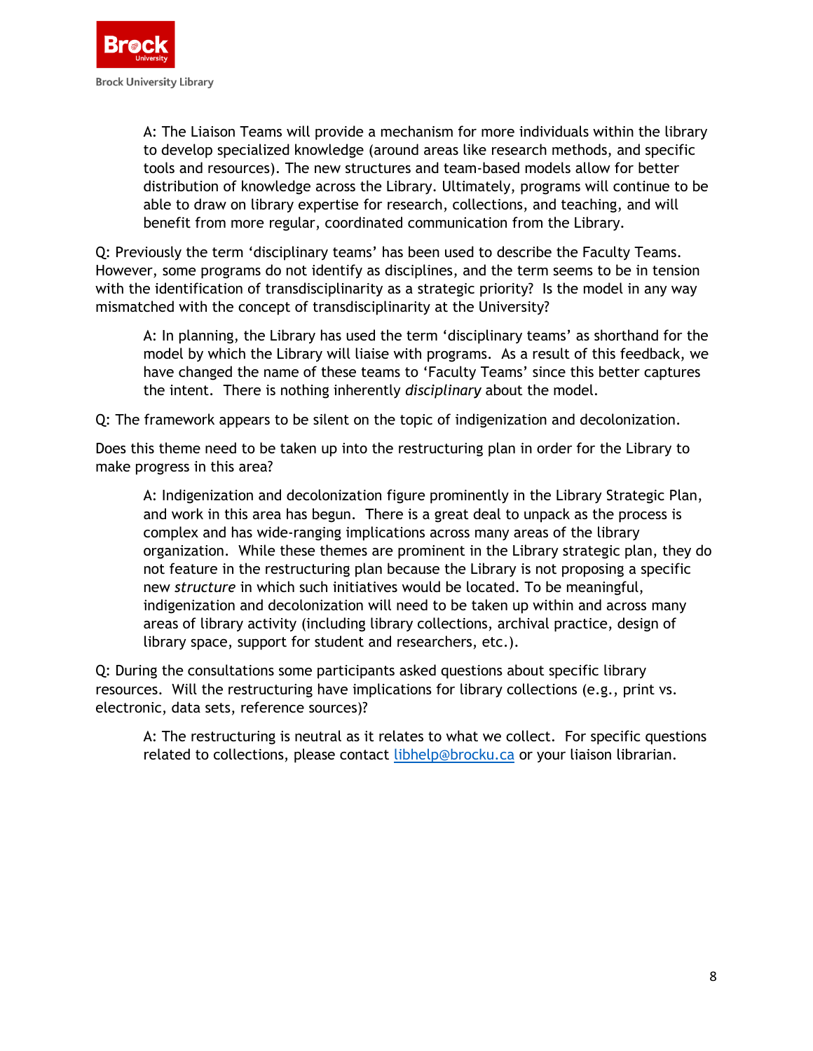A: The Liaison Teams will provide a mechanism for more individuals within the library to develop specialized knowledge (around areas like research methods, and specific tools and resources). The new structures and team-based models allow for better distribution of knowledge across the Library. Ultimately, programs will continue to be able to draw on library expertise for research, collections, and teaching, and will benefit from more regular, coordinated communication from the Library.

Q: Previously the term 'disciplinary teams' has been used to describe the Faculty Teams. However, some programs do not identify as disciplines, and the term seems to be in tension with the identification of transdisciplinarity as a strategic priority? Is the model in any way mismatched with the concept of transdisciplinarity at the University?

A: In planning, the Library has used the term 'disciplinary teams' as shorthand for the model by which the Library will liaise with programs. As a result of this feedback, we have changed the name of these teams to 'Faculty Teams' since this better captures the intent. There is nothing inherently *disciplinary* about the model.

Q: The framework appears to be silent on the topic of indigenization and decolonization.

Does this theme need to be taken up into the restructuring plan in order for the Library to make progress in this area?

A: Indigenization and decolonization figure prominently in the Library Strategic Plan, and work in this area has begun. There is a great deal to unpack as the process is complex and has wide-ranging implications across many areas of the library organization. While these themes are prominent in the Library strategic plan, they do not feature in the restructuring plan because the Library is not proposing a specific new *structure* in which such initiatives would be located. To be meaningful, indigenization and decolonization will need to be taken up within and across many areas of library activity (including library collections, archival practice, design of library space, support for student and researchers, etc.).

Q: During the consultations some participants asked questions about specific library resources. Will the restructuring have implications for library collections (e.g., print vs. electronic, data sets, reference sources)?

A: The restructuring is neutral as it relates to what we collect. For specific questions related to collections, please contact [libhelp@brocku.ca](mailto:libhelp@brocku.ca) or your liaison librarian.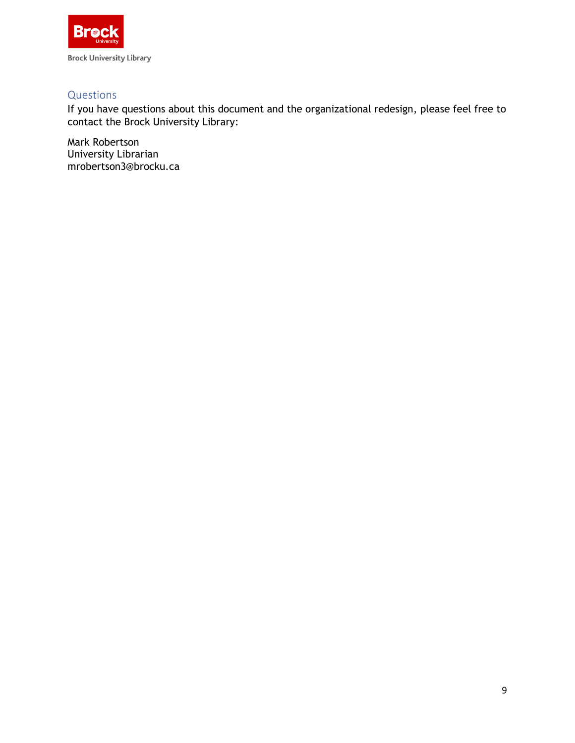Brock University Library

## Questions

If you have questions about this document and the organizational redesign, please feel free to contact the Brock University Library:

Mark Robertson
University Librarian
mrobertson3@brocku.ca